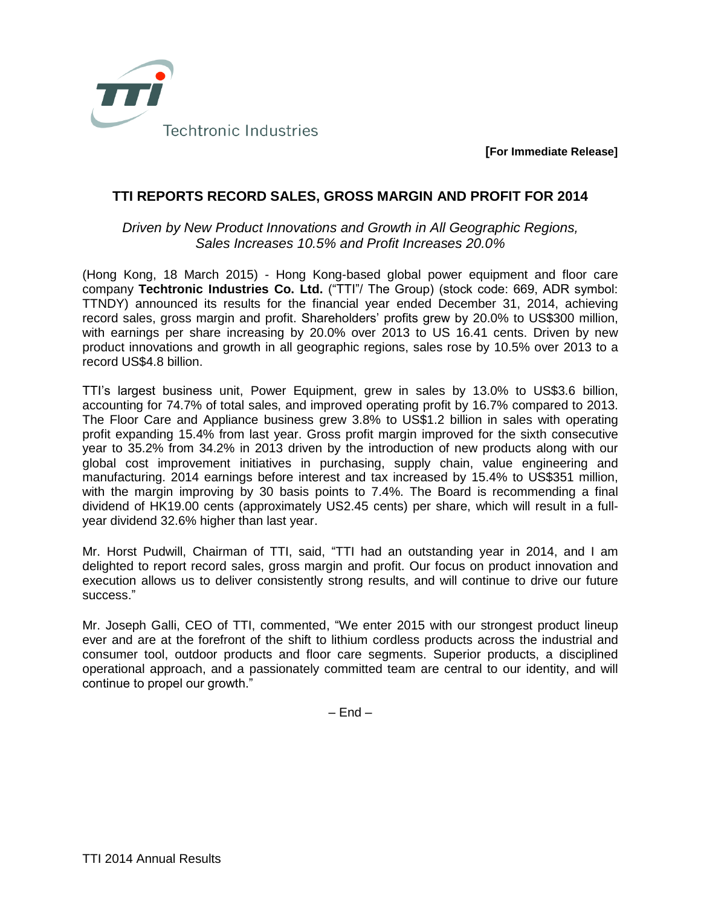Techtronic Industries

**[For Immediate Release]**

# TTI REPORTS RECORD SALES, GROSS MARGIN AND PROFIT FOR 2014

*Driven by New Product Innovations and Growth in All Geographic Regions, Sales Increases 10.5% and Profit Increases 20.0%*

(Hong Kong, 18 March 2015) - Hong Kong-based global power equipment and floor care company **Techtronic Industries Co. Ltd.** ("TTI"/ The Group) (stock code: 669, ADR symbol: TTNDY) announced its results for the financial year ended December 31, 2014, achieving record sales, gross margin and profit. Shareholders' profits grew by 20.0% to US$300 million, with earnings per share increasing by 20.0% over 2013 to US 16.41 cents. Driven by new product innovations and growth in all geographic regions, sales rose by 10.5% over 2013 to a record US$4.8 billion.

TTI's largest business unit, Power Equipment, grew in sales by 13.0% to US$3.6 billion, accounting for 74.7% of total sales, and improved operating profit by 16.7% compared to 2013. The Floor Care and Appliance business grew 3.8% to US$1.2 billion in sales with operating profit expanding 15.4% from last year. Gross profit margin improved for the sixth consecutive year to 35.2% from 34.2% in 2013 driven by the introduction of new products along with our global cost improvement initiatives in purchasing, supply chain, value engineering and manufacturing. 2014 earnings before interest and tax increased by 15.4% to US$351 million, with the margin improving by 30 basis points to 7.4%. The Board is recommending a final dividend of HK19.00 cents (approximately US2.45 cents) per share, which will result in a full-year dividend 32.6% higher than last year.

Mr. Horst Pudwill, Chairman of TTI, said, "TTI had an outstanding year in 2014, and I am delighted to report record sales, gross margin and profit. Our focus on product innovation and execution allows us to deliver consistently strong results, and will continue to drive our future success."

Mr. Joseph Galli, CEO of TTI, commented, "We enter 2015 with our strongest product lineup ever and are at the forefront of the shift to lithium cordless products across the industrial and consumer tool, outdoor products and floor care segments. Superior products, a disciplined operational approach, and a passionately committed team are central to our identity, and will continue to propel our growth."

– End –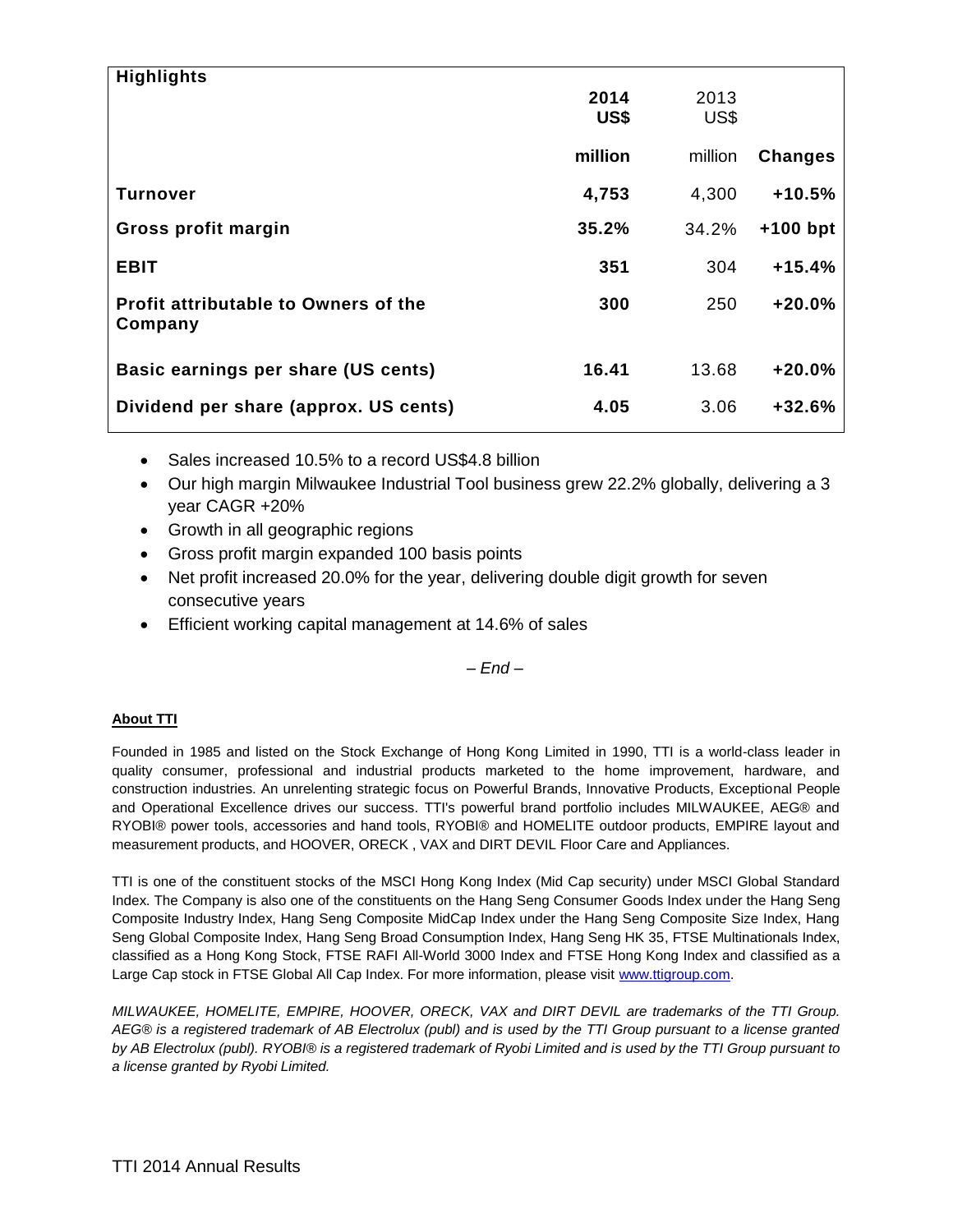| Highlights | 2014 US$ million | 2013 US$ million | Changes |
|---|---|---|---|
| **Turnover** | **4,753** | 4,300 | **+10.5%** |
| **Gross profit margin** | **35.2%** | 34.2% | **+100 bpt** |
| **EBIT** | **351** | 304 | **+15.4%** |
| **Profit attributable to Owners of the Company** | **300** | 250 | **+20.0%** |
| **Basic earnings per share (US cents)** | **16.41** | 13.68 | **+20.0%** |
| **Dividend per share (approx. US cents)** | **4.05** | 3.06 | **+32.6%** |

- Sales increased 10.5% to a record US$4.8 billion
- Our high margin Milwaukee Industrial Tool business grew 22.2% globally, delivering a 3 year CAGR +20%
- Growth in all geographic regions
- Gross profit margin expanded 100 basis points
- Net profit increased 20.0% for the year, delivering double digit growth for seven consecutive years
- Efficient working capital management at 14.6% of sales

*– End –*

**About TTI**

Founded in 1985 and listed on the Stock Exchange of Hong Kong Limited in 1990, TTI is a world-class leader in quality consumer, professional and industrial products marketed to the home improvement, hardware, and construction industries. An unrelenting strategic focus on Powerful Brands, Innovative Products, Exceptional People and Operational Excellence drives our success. TTI's powerful brand portfolio includes MILWAUKEE, AEG® and RYOBI® power tools, accessories and hand tools, RYOBI® and HOMELITE outdoor products, EMPIRE layout and measurement products, and HOOVER, ORECK , VAX and DIRT DEVIL Floor Care and Appliances.

TTI is one of the constituent stocks of the MSCI Hong Kong Index (Mid Cap security) under MSCI Global Standard Index. The Company is also one of the constituents on the Hang Seng Consumer Goods Index under the Hang Seng Composite Industry Index, Hang Seng Composite MidCap Index under the Hang Seng Composite Size Index, Hang Seng Global Composite Index, Hang Seng Broad Consumption Index, Hang Seng HK 35, FTSE Multinationals Index, classified as a Hong Kong Stock, FTSE RAFI All-World 3000 Index and FTSE Hong Kong Index and classified as a Large Cap stock in FTSE Global All Cap Index. For more information, please visit www.ttigroup.com.

*MILWAUKEE, HOMELITE, EMPIRE, HOOVER, ORECK, VAX and DIRT DEVIL are trademarks of the TTI Group. AEG® is a registered trademark of AB Electrolux (publ) and is used by the TTI Group pursuant to a license granted by AB Electrolux (publ). RYOBI® is a registered trademark of Ryobi Limited and is used by the TTI Group pursuant to a license granted by Ryobi Limited.*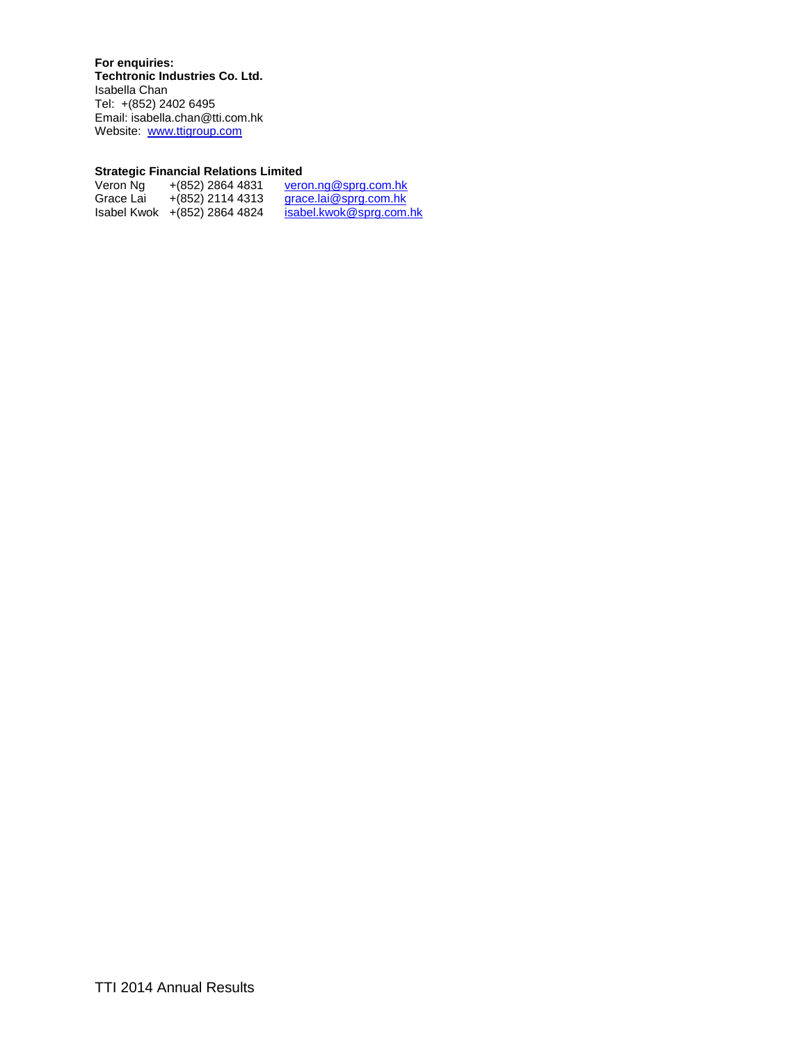**For enquiries:**
**Techtronic Industries Co. Ltd.**
Isabella Chan
Tel: +(852) 2402 6495
Email: isabella.chan@tti.com.hk
Website: www.ttigroup.com

**Strategic Financial Relations Limited**

| | | |
|---|---|---|
| Veron Ng | +(852) 2864 4831 | veron.ng@sprg.com.hk |
| Grace Lai | +(852) 2114 4313 | grace.lai@sprg.com.hk |
| Isabel Kwok | +(852) 2864 4824 | isabel.kwok@sprg.com.hk |